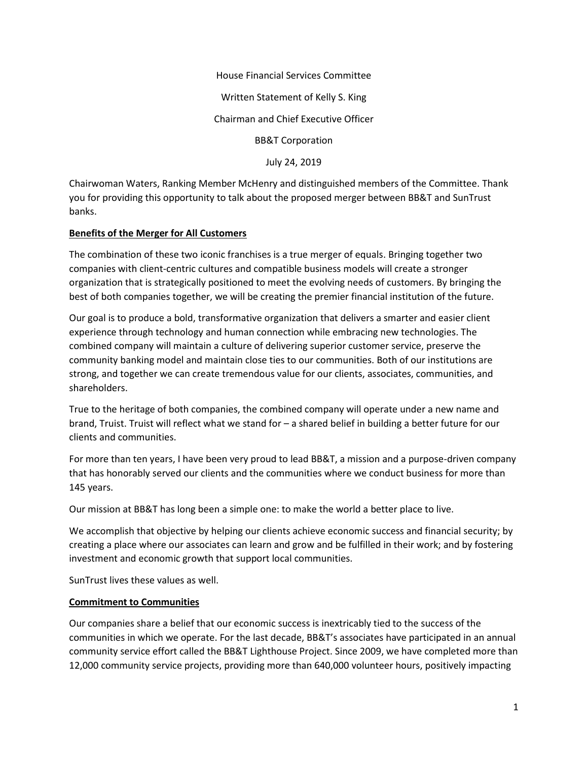House Financial Services Committee

Written Statement of Kelly S. King

Chairman and Chief Executive Officer

BB&T Corporation

July 24, 2019

Chairwoman Waters, Ranking Member McHenry and distinguished members of the Committee. Thank you for providing this opportunity to talk about the proposed merger between BB&T and SunTrust banks.

**Benefits of the Merger for All Customers**

The combination of these two iconic franchises is a true merger of equals. Bringing together two companies with client-centric cultures and compatible business models will create a stronger organization that is strategically positioned to meet the evolving needs of customers. By bringing the best of both companies together, we will be creating the premier financial institution of the future.

Our goal is to produce a bold, transformative organization that delivers a smarter and easier client experience through technology and human connection while embracing new technologies. The combined company will maintain a culture of delivering superior customer service, preserve the community banking model and maintain close ties to our communities. Both of our institutions are strong, and together we can create tremendous value for our clients, associates, communities, and shareholders.

True to the heritage of both companies, the combined company will operate under a new name and brand, Truist. Truist will reflect what we stand for – a shared belief in building a better future for our clients and communities.

For more than ten years, I have been very proud to lead BB&T, a mission and a purpose-driven company that has honorably served our clients and the communities where we conduct business for more than 145 years.

Our mission at BB&T has long been a simple one: to make the world a better place to live.

We accomplish that objective by helping our clients achieve economic success and financial security; by creating a place where our associates can learn and grow and be fulfilled in their work; and by fostering investment and economic growth that support local communities.

SunTrust lives these values as well.

**Commitment to Communities**

Our companies share a belief that our economic success is inextricably tied to the success of the communities in which we operate. For the last decade, BB&T's associates have participated in an annual community service effort called the BB&T Lighthouse Project. Since 2009, we have completed more than 12,000 community service projects, providing more than 640,000 volunteer hours, positively impacting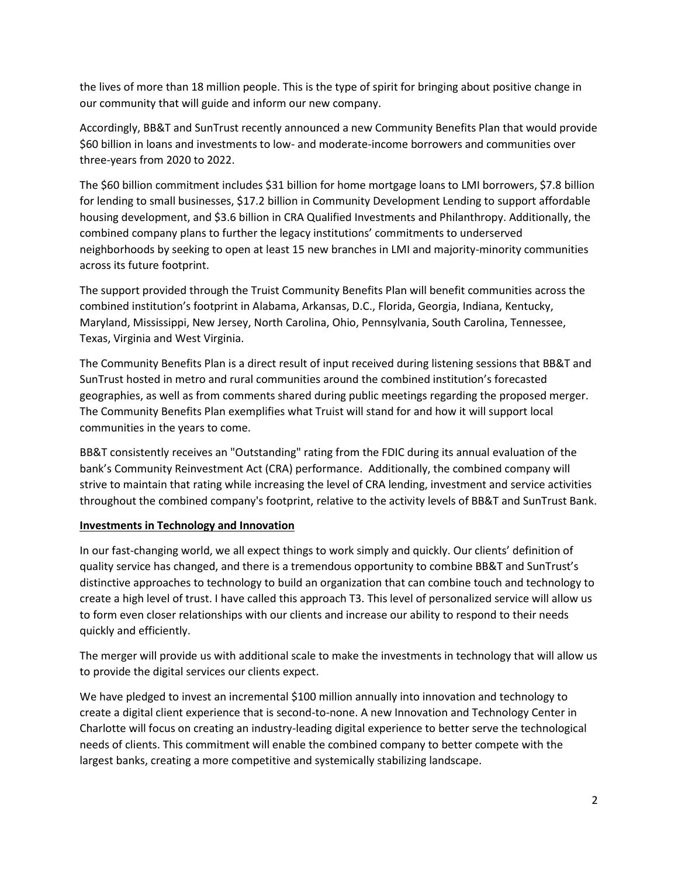the lives of more than 18 million people. This is the type of spirit for bringing about positive change in our community that will guide and inform our new company.

Accordingly, BB&T and SunTrust recently announced a new Community Benefits Plan that would provide $60 billion in loans and investments to low- and moderate-income borrowers and communities over three-years from 2020 to 2022.

The $60 billion commitment includes $31 billion for home mortgage loans to LMI borrowers, $7.8 billion for lending to small businesses, $17.2 billion in Community Development Lending to support affordable housing development, and $3.6 billion in CRA Qualified Investments and Philanthropy. Additionally, the combined company plans to further the legacy institutions' commitments to underserved neighborhoods by seeking to open at least 15 new branches in LMI and majority-minority communities across its future footprint.

The support provided through the Truist Community Benefits Plan will benefit communities across the combined institution's footprint in Alabama, Arkansas, D.C., Florida, Georgia, Indiana, Kentucky, Maryland, Mississippi, New Jersey, North Carolina, Ohio, Pennsylvania, South Carolina, Tennessee, Texas, Virginia and West Virginia.

The Community Benefits Plan is a direct result of input received during listening sessions that BB&T and SunTrust hosted in metro and rural communities around the combined institution's forecasted geographies, as well as from comments shared during public meetings regarding the proposed merger. The Community Benefits Plan exemplifies what Truist will stand for and how it will support local communities in the years to come.

BB&T consistently receives an "Outstanding" rating from the FDIC during its annual evaluation of the bank's Community Reinvestment Act (CRA) performance. Additionally, the combined company will strive to maintain that rating while increasing the level of CRA lending, investment and service activities throughout the combined company's footprint, relative to the activity levels of BB&T and SunTrust Bank.

**Investments in Technology and Innovation**

In our fast-changing world, we all expect things to work simply and quickly. Our clients' definition of quality service has changed, and there is a tremendous opportunity to combine BB&T and SunTrust's distinctive approaches to technology to build an organization that can combine touch and technology to create a high level of trust. I have called this approach T3. This level of personalized service will allow us to form even closer relationships with our clients and increase our ability to respond to their needs quickly and efficiently.

The merger will provide us with additional scale to make the investments in technology that will allow us to provide the digital services our clients expect.

We have pledged to invest an incremental $100 million annually into innovation and technology to create a digital client experience that is second-to-none. A new Innovation and Technology Center in Charlotte will focus on creating an industry-leading digital experience to better serve the technological needs of clients. This commitment will enable the combined company to better compete with the largest banks, creating a more competitive and systemically stabilizing landscape.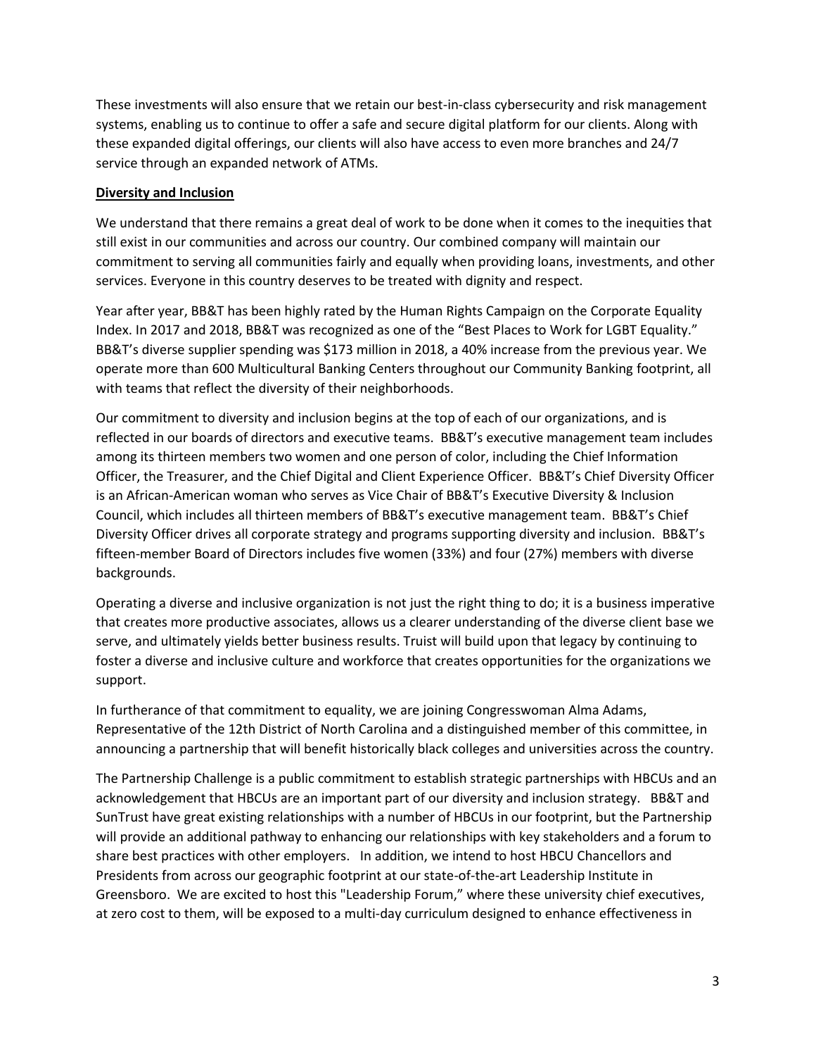These investments will also ensure that we retain our best-in-class cybersecurity and risk management systems, enabling us to continue to offer a safe and secure digital platform for our clients. Along with these expanded digital offerings, our clients will also have access to even more branches and 24/7 service through an expanded network of ATMs.

**Diversity and Inclusion**

We understand that there remains a great deal of work to be done when it comes to the inequities that still exist in our communities and across our country. Our combined company will maintain our commitment to serving all communities fairly and equally when providing loans, investments, and other services. Everyone in this country deserves to be treated with dignity and respect.

Year after year, BB&T has been highly rated by the Human Rights Campaign on the Corporate Equality Index. In 2017 and 2018, BB&T was recognized as one of the "Best Places to Work for LGBT Equality." BB&T's diverse supplier spending was $173 million in 2018, a 40% increase from the previous year. We operate more than 600 Multicultural Banking Centers throughout our Community Banking footprint, all with teams that reflect the diversity of their neighborhoods.

Our commitment to diversity and inclusion begins at the top of each of our organizations, and is reflected in our boards of directors and executive teams. BB&T's executive management team includes among its thirteen members two women and one person of color, including the Chief Information Officer, the Treasurer, and the Chief Digital and Client Experience Officer. BB&T's Chief Diversity Officer is an African-American woman who serves as Vice Chair of BB&T's Executive Diversity & Inclusion Council, which includes all thirteen members of BB&T's executive management team. BB&T's Chief Diversity Officer drives all corporate strategy and programs supporting diversity and inclusion. BB&T's fifteen-member Board of Directors includes five women (33%) and four (27%) members with diverse backgrounds.

Operating a diverse and inclusive organization is not just the right thing to do; it is a business imperative that creates more productive associates, allows us a clearer understanding of the diverse client base we serve, and ultimately yields better business results. Truist will build upon that legacy by continuing to foster a diverse and inclusive culture and workforce that creates opportunities for the organizations we support.

In furtherance of that commitment to equality, we are joining Congresswoman Alma Adams, Representative of the 12th District of North Carolina and a distinguished member of this committee, in announcing a partnership that will benefit historically black colleges and universities across the country.

The Partnership Challenge is a public commitment to establish strategic partnerships with HBCUs and an acknowledgement that HBCUs are an important part of our diversity and inclusion strategy. BB&T and SunTrust have great existing relationships with a number of HBCUs in our footprint, but the Partnership will provide an additional pathway to enhancing our relationships with key stakeholders and a forum to share best practices with other employers. In addition, we intend to host HBCU Chancellors and Presidents from across our geographic footprint at our state-of-the-art Leadership Institute in Greensboro. We are excited to host this "Leadership Forum," where these university chief executives, at zero cost to them, will be exposed to a multi-day curriculum designed to enhance effectiveness in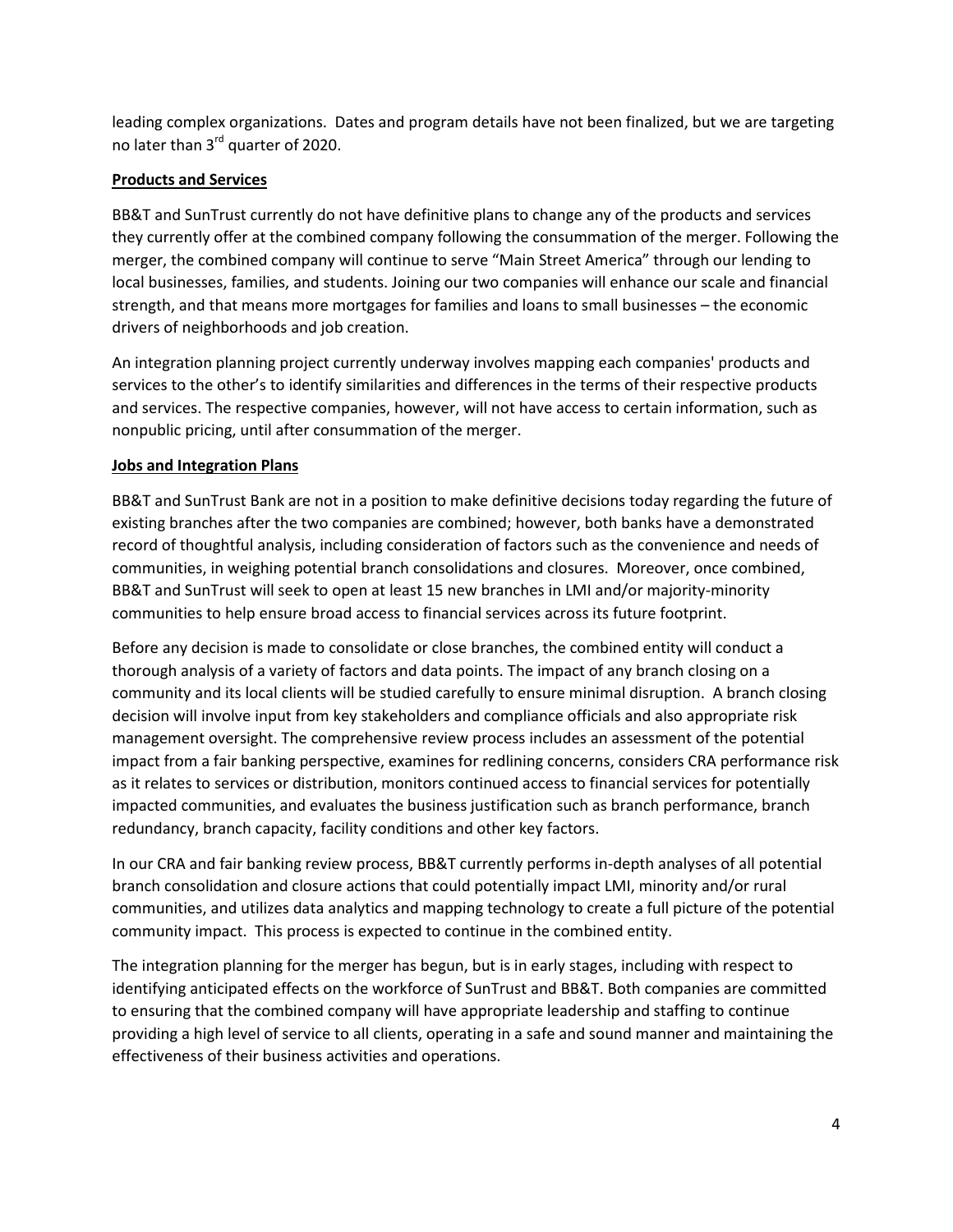leading complex organizations. Dates and program details have not been finalized, but we are targeting no later than 3rd quarter of 2020.

**Products and Services**

BB&T and SunTrust currently do not have definitive plans to change any of the products and services they currently offer at the combined company following the consummation of the merger. Following the merger, the combined company will continue to serve "Main Street America" through our lending to local businesses, families, and students. Joining our two companies will enhance our scale and financial strength, and that means more mortgages for families and loans to small businesses – the economic drivers of neighborhoods and job creation.

An integration planning project currently underway involves mapping each companies' products and services to the other's to identify similarities and differences in the terms of their respective products and services. The respective companies, however, will not have access to certain information, such as nonpublic pricing, until after consummation of the merger.

**Jobs and Integration Plans**

BB&T and SunTrust Bank are not in a position to make definitive decisions today regarding the future of existing branches after the two companies are combined; however, both banks have a demonstrated record of thoughtful analysis, including consideration of factors such as the convenience and needs of communities, in weighing potential branch consolidations and closures. Moreover, once combined, BB&T and SunTrust will seek to open at least 15 new branches in LMI and/or majority-minority communities to help ensure broad access to financial services across its future footprint.

Before any decision is made to consolidate or close branches, the combined entity will conduct a thorough analysis of a variety of factors and data points. The impact of any branch closing on a community and its local clients will be studied carefully to ensure minimal disruption. A branch closing decision will involve input from key stakeholders and compliance officials and also appropriate risk management oversight. The comprehensive review process includes an assessment of the potential impact from a fair banking perspective, examines for redlining concerns, considers CRA performance risk as it relates to services or distribution, monitors continued access to financial services for potentially impacted communities, and evaluates the business justification such as branch performance, branch redundancy, branch capacity, facility conditions and other key factors.

In our CRA and fair banking review process, BB&T currently performs in-depth analyses of all potential branch consolidation and closure actions that could potentially impact LMI, minority and/or rural communities, and utilizes data analytics and mapping technology to create a full picture of the potential community impact. This process is expected to continue in the combined entity.

The integration planning for the merger has begun, but is in early stages, including with respect to identifying anticipated effects on the workforce of SunTrust and BB&T. Both companies are committed to ensuring that the combined company will have appropriate leadership and staffing to continue providing a high level of service to all clients, operating in a safe and sound manner and maintaining the effectiveness of their business activities and operations.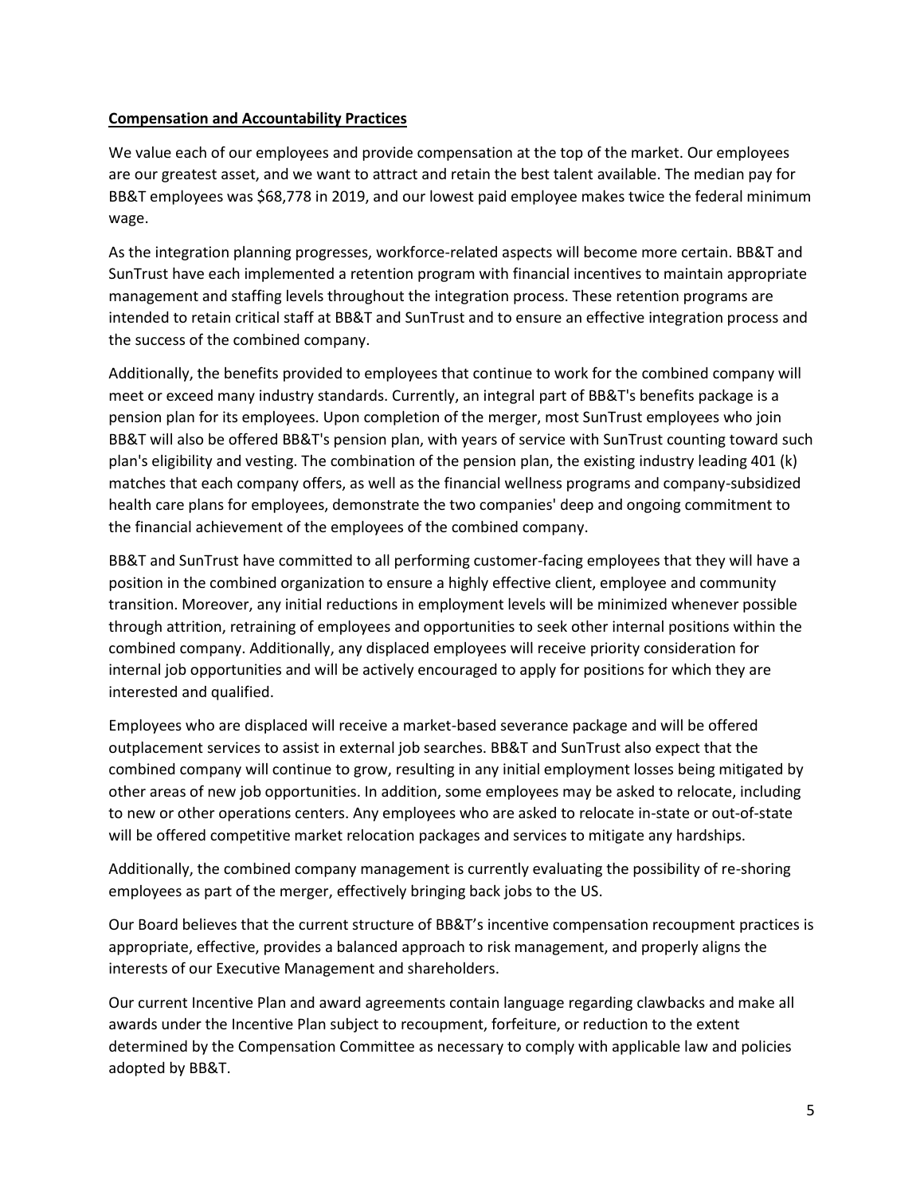**Compensation and Accountability Practices**

We value each of our employees and provide compensation at the top of the market. Our employees are our greatest asset, and we want to attract and retain the best talent available. The median pay for BB&T employees was $68,778 in 2019, and our lowest paid employee makes twice the federal minimum wage.

As the integration planning progresses, workforce-related aspects will become more certain. BB&T and SunTrust have each implemented a retention program with financial incentives to maintain appropriate management and staffing levels throughout the integration process. These retention programs are intended to retain critical staff at BB&T and SunTrust and to ensure an effective integration process and the success of the combined company.

Additionally, the benefits provided to employees that continue to work for the combined company will meet or exceed many industry standards. Currently, an integral part of BB&T's benefits package is a pension plan for its employees. Upon completion of the merger, most SunTrust employees who join BB&T will also be offered BB&T's pension plan, with years of service with SunTrust counting toward such plan's eligibility and vesting. The combination of the pension plan, the existing industry leading 401 (k) matches that each company offers, as well as the financial wellness programs and company-subsidized health care plans for employees, demonstrate the two companies' deep and ongoing commitment to the financial achievement of the employees of the combined company.

BB&T and SunTrust have committed to all performing customer-facing employees that they will have a position in the combined organization to ensure a highly effective client, employee and community transition. Moreover, any initial reductions in employment levels will be minimized whenever possible through attrition, retraining of employees and opportunities to seek other internal positions within the combined company. Additionally, any displaced employees will receive priority consideration for internal job opportunities and will be actively encouraged to apply for positions for which they are interested and qualified.

Employees who are displaced will receive a market-based severance package and will be offered outplacement services to assist in external job searches. BB&T and SunTrust also expect that the combined company will continue to grow, resulting in any initial employment losses being mitigated by other areas of new job opportunities. In addition, some employees may be asked to relocate, including to new or other operations centers. Any employees who are asked to relocate in-state or out-of-state will be offered competitive market relocation packages and services to mitigate any hardships.

Additionally, the combined company management is currently evaluating the possibility of re-shoring employees as part of the merger, effectively bringing back jobs to the US.

Our Board believes that the current structure of BB&T's incentive compensation recoupment practices is appropriate, effective, provides a balanced approach to risk management, and properly aligns the interests of our Executive Management and shareholders.

Our current Incentive Plan and award agreements contain language regarding clawbacks and make all awards under the Incentive Plan subject to recoupment, forfeiture, or reduction to the extent determined by the Compensation Committee as necessary to comply with applicable law and policies adopted by BB&T.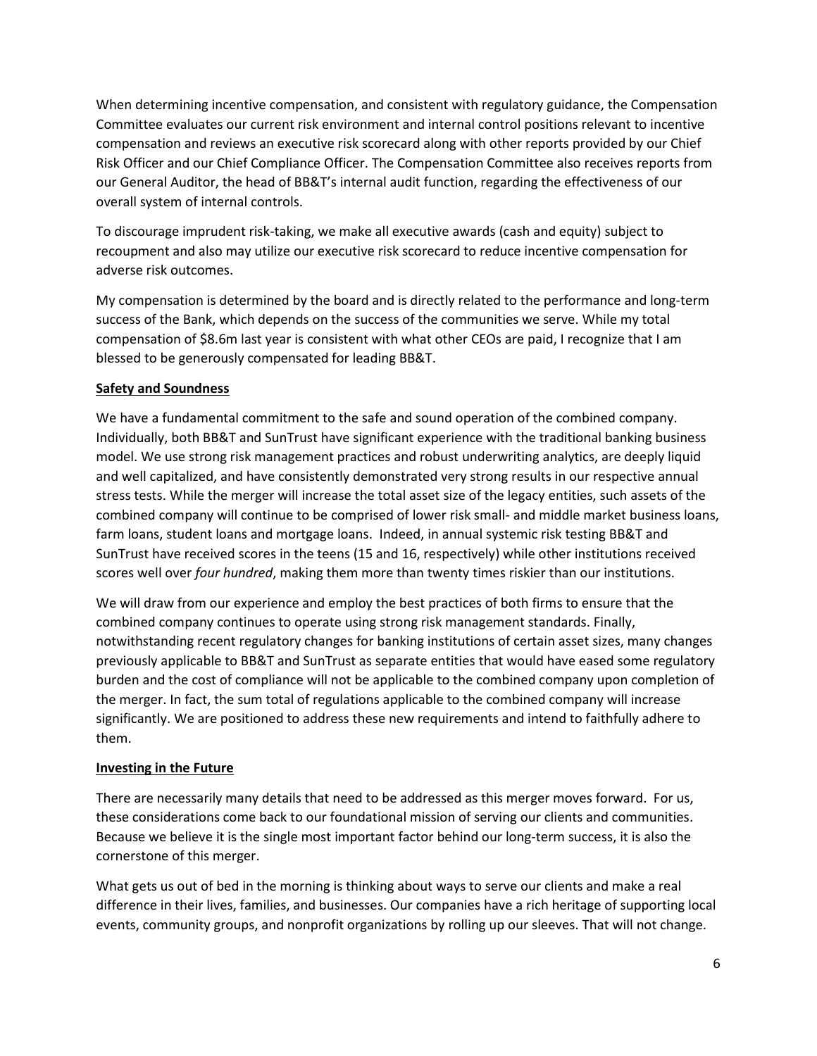When determining incentive compensation, and consistent with regulatory guidance, the Compensation Committee evaluates our current risk environment and internal control positions relevant to incentive compensation and reviews an executive risk scorecard along with other reports provided by our Chief Risk Officer and our Chief Compliance Officer. The Compensation Committee also receives reports from our General Auditor, the head of BB&T's internal audit function, regarding the effectiveness of our overall system of internal controls.

To discourage imprudent risk-taking, we make all executive awards (cash and equity) subject to recoupment and also may utilize our executive risk scorecard to reduce incentive compensation for adverse risk outcomes.

My compensation is determined by the board and is directly related to the performance and long-term success of the Bank, which depends on the success of the communities we serve. While my total compensation of $8.6m last year is consistent with what other CEOs are paid, I recognize that I am blessed to be generously compensated for leading BB&T.

**Safety and Soundness**

We have a fundamental commitment to the safe and sound operation of the combined company. Individually, both BB&T and SunTrust have significant experience with the traditional banking business model. We use strong risk management practices and robust underwriting analytics, are deeply liquid and well capitalized, and have consistently demonstrated very strong results in our respective annual stress tests. While the merger will increase the total asset size of the legacy entities, such assets of the combined company will continue to be comprised of lower risk small- and middle market business loans, farm loans, student loans and mortgage loans. Indeed, in annual systemic risk testing BB&T and SunTrust have received scores in the teens (15 and 16, respectively) while other institutions received scores well over *four hundred*, making them more than twenty times riskier than our institutions.

We will draw from our experience and employ the best practices of both firms to ensure that the combined company continues to operate using strong risk management standards. Finally, notwithstanding recent regulatory changes for banking institutions of certain asset sizes, many changes previously applicable to BB&T and SunTrust as separate entities that would have eased some regulatory burden and the cost of compliance will not be applicable to the combined company upon completion of the merger. In fact, the sum total of regulations applicable to the combined company will increase significantly. We are positioned to address these new requirements and intend to faithfully adhere to them.

**Investing in the Future**

There are necessarily many details that need to be addressed as this merger moves forward. For us, these considerations come back to our foundational mission of serving our clients and communities. Because we believe it is the single most important factor behind our long-term success, it is also the cornerstone of this merger.

What gets us out of bed in the morning is thinking about ways to serve our clients and make a real difference in their lives, families, and businesses. Our companies have a rich heritage of supporting local events, community groups, and nonprofit organizations by rolling up our sleeves. That will not change.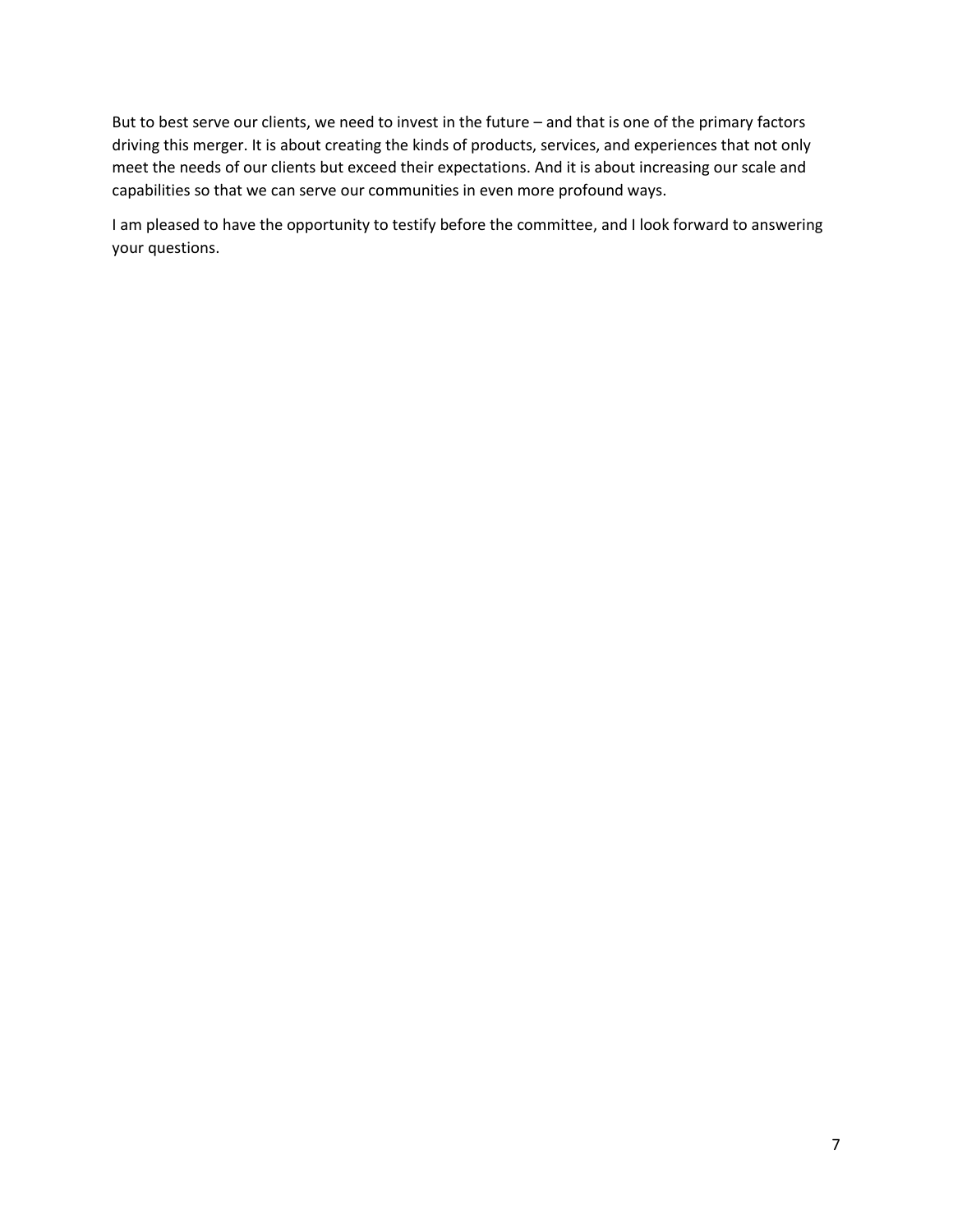But to best serve our clients, we need to invest in the future – and that is one of the primary factors driving this merger. It is about creating the kinds of products, services, and experiences that not only meet the needs of our clients but exceed their expectations. And it is about increasing our scale and capabilities so that we can serve our communities in even more profound ways.

I am pleased to have the opportunity to testify before the committee, and I look forward to answering your questions.